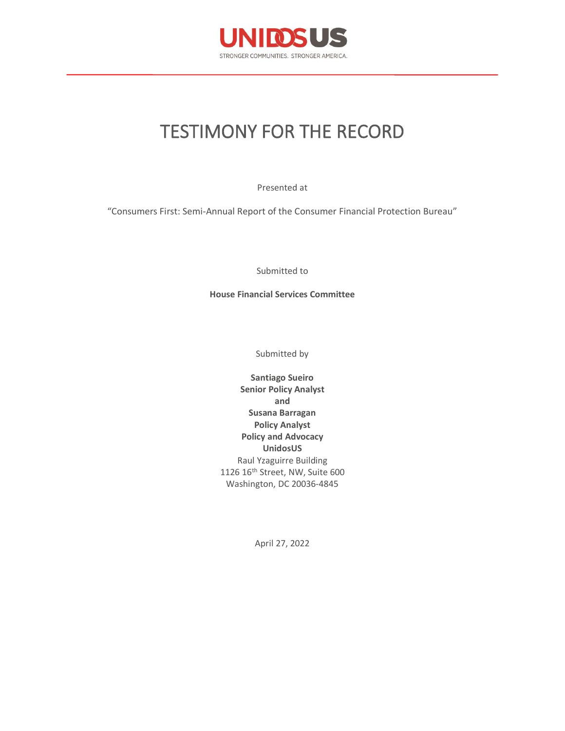UNIDOSUS

STRONGER COMMUNITIES. STRONGER AMERICA.

# TESTIMONY FOR THE RECORD

Presented at

"Consumers First: Semi-Annual Report of the Consumer Financial Protection Bureau"

Submitted to

**House Financial Services Committee**

Submitted by

**Santiago Sueiro**
**Senior Policy Analyst**
**and**
**Susana Barragan**
**Policy Analyst**
**Policy and Advocacy**
**UnidosUS**
Raul Yzaguirre Building
1126 16th Street, NW, Suite 600
Washington, DC 20036-4845

April 27, 2022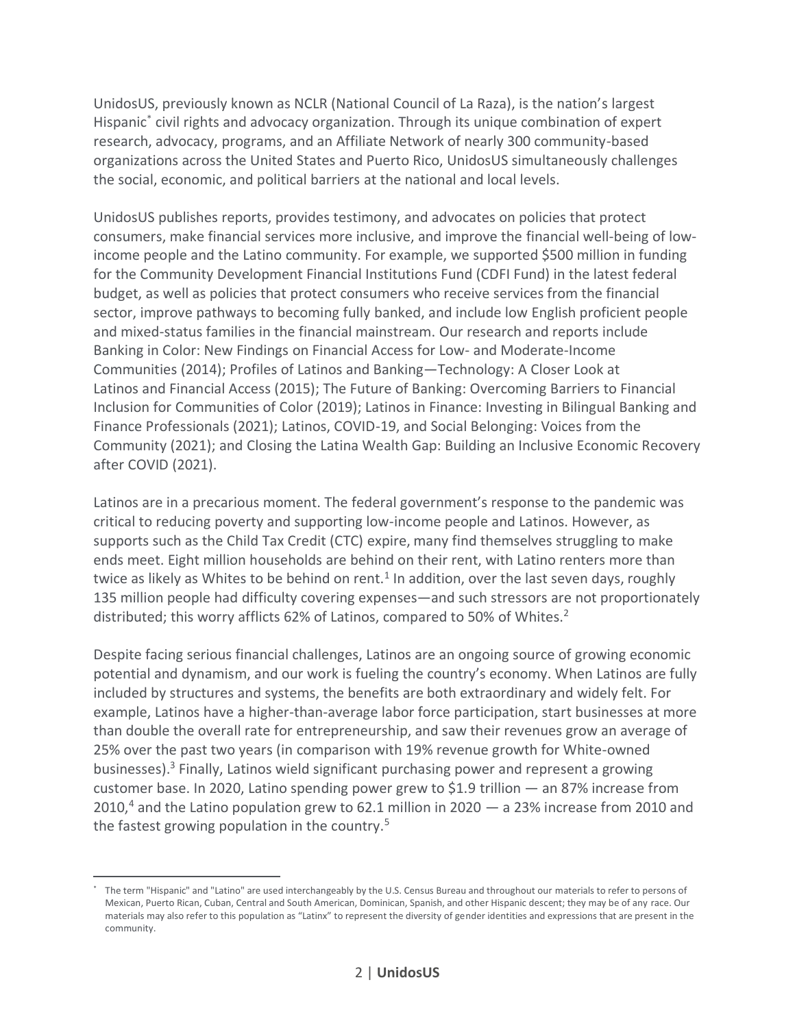UnidosUS, previously known as NCLR (National Council of La Raza), is the nation's largest Hispanic* civil rights and advocacy organization. Through its unique combination of expert research, advocacy, programs, and an Affiliate Network of nearly 300 community-based organizations across the United States and Puerto Rico, UnidosUS simultaneously challenges the social, economic, and political barriers at the national and local levels.

UnidosUS publishes reports, provides testimony, and advocates on policies that protect consumers, make financial services more inclusive, and improve the financial well-being of low-income people and the Latino community. For example, we supported $500 million in funding for the Community Development Financial Institutions Fund (CDFI Fund) in the latest federal budget, as well as policies that protect consumers who receive services from the financial sector, improve pathways to becoming fully banked, and include low English proficient people and mixed-status families in the financial mainstream. Our research and reports include Banking in Color: New Findings on Financial Access for Low- and Moderate-Income Communities (2014); Profiles of Latinos and Banking—Technology: A Closer Look at Latinos and Financial Access (2015); The Future of Banking: Overcoming Barriers to Financial Inclusion for Communities of Color (2019); Latinos in Finance: Investing in Bilingual Banking and Finance Professionals (2021); Latinos, COVID-19, and Social Belonging: Voices from the Community (2021); and Closing the Latina Wealth Gap: Building an Inclusive Economic Recovery after COVID (2021).

Latinos are in a precarious moment. The federal government's response to the pandemic was critical to reducing poverty and supporting low-income people and Latinos. However, as supports such as the Child Tax Credit (CTC) expire, many find themselves struggling to make ends meet. Eight million households are behind on their rent, with Latino renters more than twice as likely as Whites to be behind on rent.[1] In addition, over the last seven days, roughly 135 million people had difficulty covering expenses—and such stressors are not proportionately distributed; this worry afflicts 62% of Latinos, compared to 50% of Whites.[2]

Despite facing serious financial challenges, Latinos are an ongoing source of growing economic potential and dynamism, and our work is fueling the country's economy. When Latinos are fully included by structures and systems, the benefits are both extraordinary and widely felt. For example, Latinos have a higher-than-average labor force participation, start businesses at more than double the overall rate for entrepreneurship, and saw their revenues grow an average of 25% over the past two years (in comparison with 19% revenue growth for White-owned businesses).[3] Finally, Latinos wield significant purchasing power and represent a growing customer base. In 2020, Latino spending power grew to $1.9 trillion — an 87% increase from 2010,[4] and the Latino population grew to 62.1 million in 2020 — a 23% increase from 2010 and the fastest growing population in the country.[5]

---

* The term "Hispanic" and "Latino" are used interchangeably by the U.S. Census Bureau and throughout our materials to refer to persons of Mexican, Puerto Rican, Cuban, Central and South American, Dominican, Spanish, and other Hispanic descent; they may be of any race. Our materials may also refer to this population as "Latinx" to represent the diversity of gender identities and expressions that are present in the community.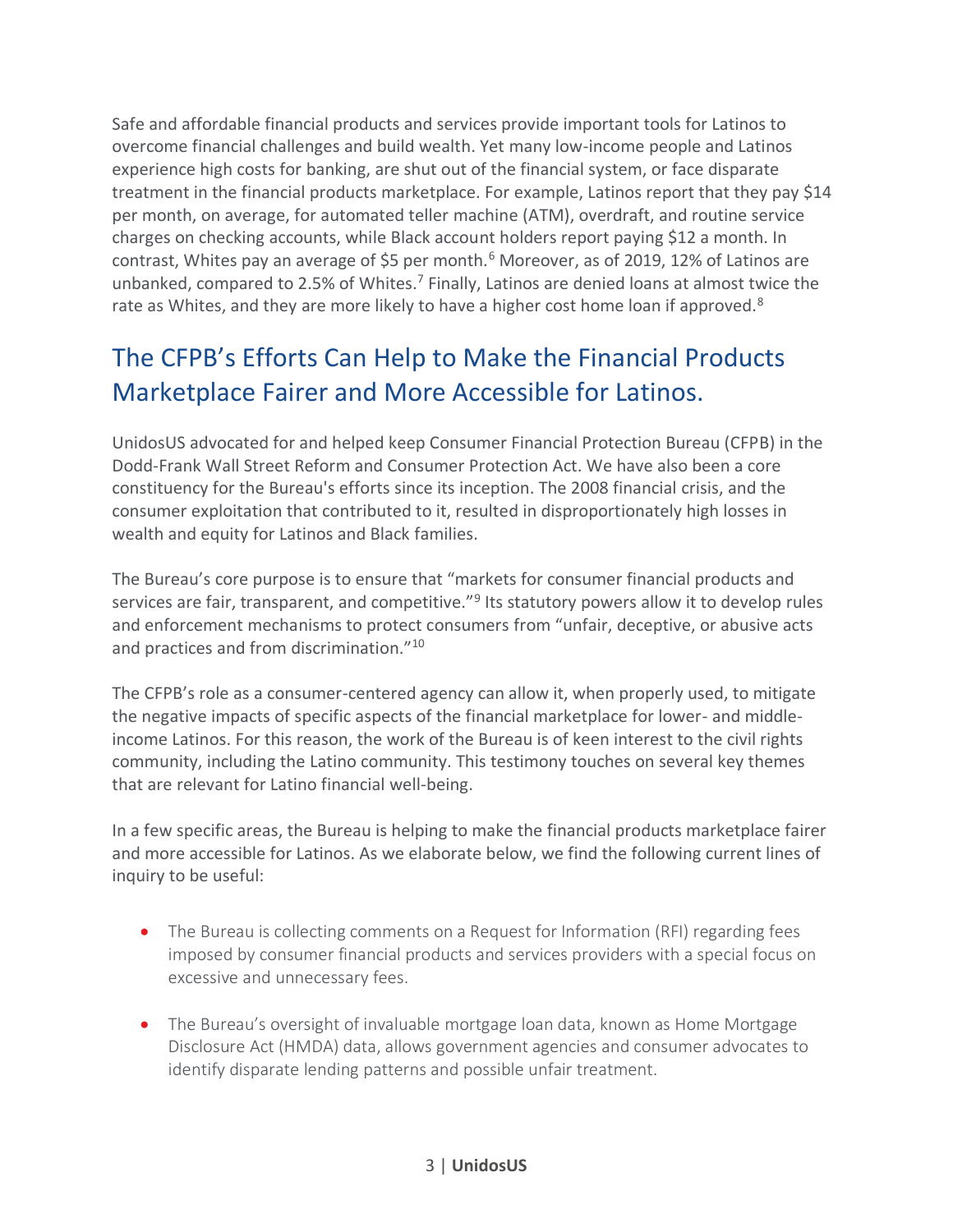Safe and affordable financial products and services provide important tools for Latinos to overcome financial challenges and build wealth. Yet many low-income people and Latinos experience high costs for banking, are shut out of the financial system, or face disparate treatment in the financial products marketplace. For example, Latinos report that they pay $14 per month, on average, for automated teller machine (ATM), overdraft, and routine service charges on checking accounts, while Black account holders report paying $12 a month. In contrast, Whites pay an average of $5 per month.[6] Moreover, as of 2019, 12% of Latinos are unbanked, compared to 2.5% of Whites.[7] Finally, Latinos are denied loans at almost twice the rate as Whites, and they are more likely to have a higher cost home loan if approved.[8]

## The CFPB's Efforts Can Help to Make the Financial Products Marketplace Fairer and More Accessible for Latinos.

UnidosUS advocated for and helped keep Consumer Financial Protection Bureau (CFPB) in the Dodd-Frank Wall Street Reform and Consumer Protection Act. We have also been a core constituency for the Bureau's efforts since its inception. The 2008 financial crisis, and the consumer exploitation that contributed to it, resulted in disproportionately high losses in wealth and equity for Latinos and Black families.

The Bureau's core purpose is to ensure that "markets for consumer financial products and services are fair, transparent, and competitive."[9] Its statutory powers allow it to develop rules and enforcement mechanisms to protect consumers from "unfair, deceptive, or abusive acts and practices and from discrimination."[10]

The CFPB's role as a consumer-centered agency can allow it, when properly used, to mitigate the negative impacts of specific aspects of the financial marketplace for lower- and middle-income Latinos. For this reason, the work of the Bureau is of keen interest to the civil rights community, including the Latino community. This testimony touches on several key themes that are relevant for Latino financial well-being.

In a few specific areas, the Bureau is helping to make the financial products marketplace fairer and more accessible for Latinos. As we elaborate below, we find the following current lines of inquiry to be useful:

- The Bureau is collecting comments on a Request for Information (RFI) regarding fees imposed by consumer financial products and services providers with a special focus on excessive and unnecessary fees.

- The Bureau's oversight of invaluable mortgage loan data, known as Home Mortgage Disclosure Act (HMDA) data, allows government agencies and consumer advocates to identify disparate lending patterns and possible unfair treatment.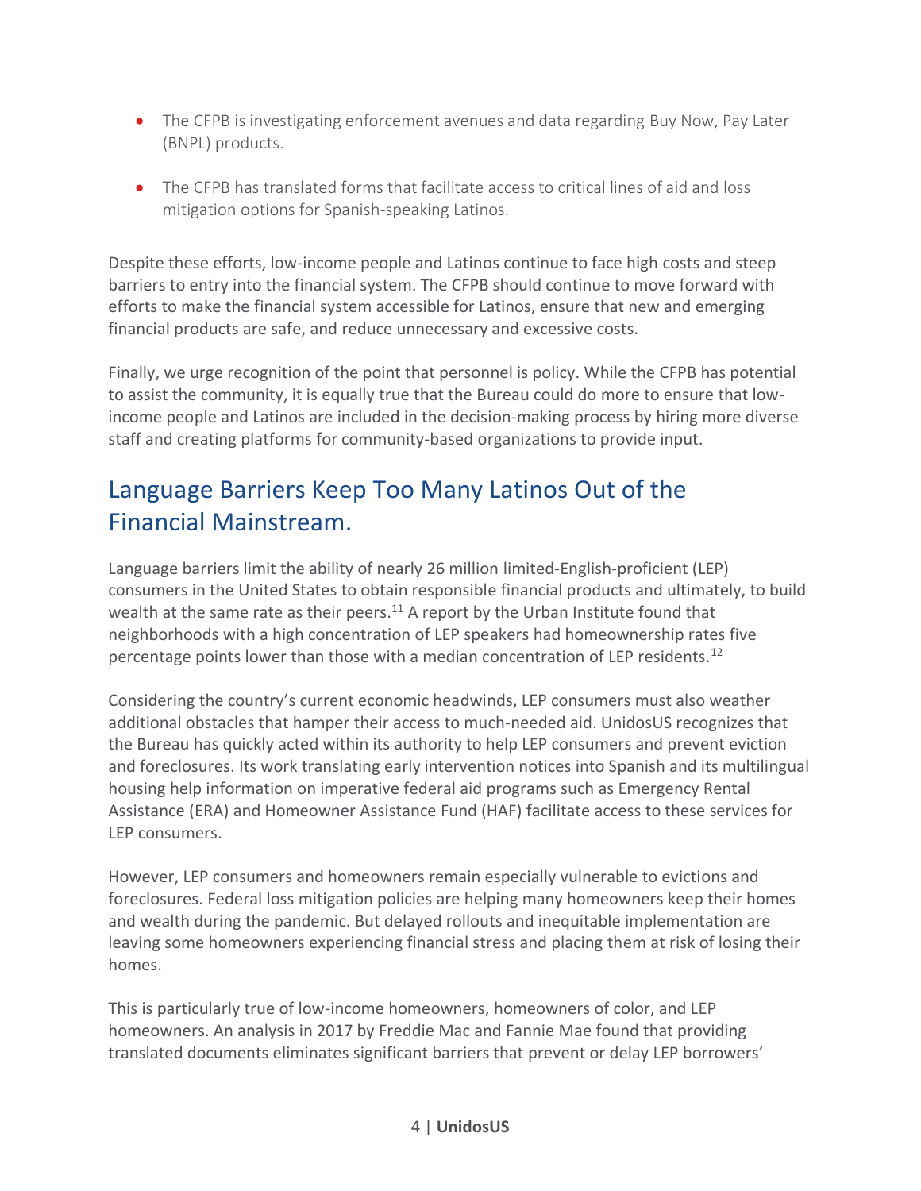- The CFPB is investigating enforcement avenues and data regarding Buy Now, Pay Later (BNPL) products.
- The CFPB has translated forms that facilitate access to critical lines of aid and loss mitigation options for Spanish-speaking Latinos.

Despite these efforts, low-income people and Latinos continue to face high costs and steep barriers to entry into the financial system. The CFPB should continue to move forward with efforts to make the financial system accessible for Latinos, ensure that new and emerging financial products are safe, and reduce unnecessary and excessive costs.

Finally, we urge recognition of the point that personnel is policy. While the CFPB has potential to assist the community, it is equally true that the Bureau could do more to ensure that low-income people and Latinos are included in the decision-making process by hiring more diverse staff and creating platforms for community-based organizations to provide input.

## Language Barriers Keep Too Many Latinos Out of the Financial Mainstream.

Language barriers limit the ability of nearly 26 million limited-English-proficient (LEP) consumers in the United States to obtain responsible financial products and ultimately, to build wealth at the same rate as their peers.[11] A report by the Urban Institute found that neighborhoods with a high concentration of LEP speakers had homeownership rates five percentage points lower than those with a median concentration of LEP residents.[12]

Considering the country's current economic headwinds, LEP consumers must also weather additional obstacles that hamper their access to much-needed aid. UnidosUS recognizes that the Bureau has quickly acted within its authority to help LEP consumers and prevent eviction and foreclosures. Its work translating early intervention notices into Spanish and its multilingual housing help information on imperative federal aid programs such as Emergency Rental Assistance (ERA) and Homeowner Assistance Fund (HAF) facilitate access to these services for LEP consumers.

However, LEP consumers and homeowners remain especially vulnerable to evictions and foreclosures. Federal loss mitigation policies are helping many homeowners keep their homes and wealth during the pandemic. But delayed rollouts and inequitable implementation are leaving some homeowners experiencing financial stress and placing them at risk of losing their homes.

This is particularly true of low-income homeowners, homeowners of color, and LEP homeowners. An analysis in 2017 by Freddie Mac and Fannie Mae found that providing translated documents eliminates significant barriers that prevent or delay LEP borrowers'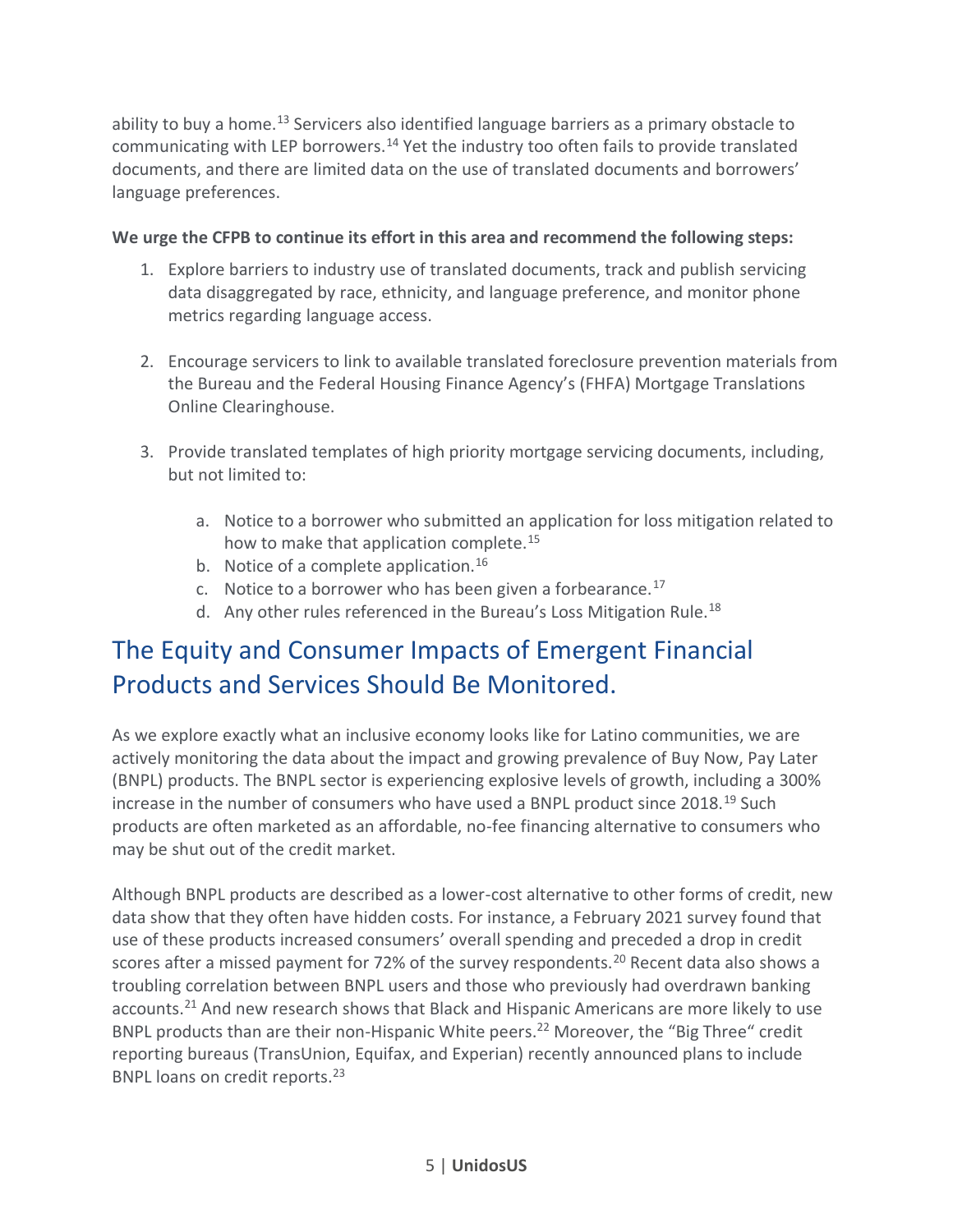ability to buy a home.[13] Servicers also identified language barriers as a primary obstacle to communicating with LEP borrowers.[14] Yet the industry too often fails to provide translated documents, and there are limited data on the use of translated documents and borrowers' language preferences.

**We urge the CFPB to continue its effort in this area and recommend the following steps:**

1. Explore barriers to industry use of translated documents, track and publish servicing data disaggregated by race, ethnicity, and language preference, and monitor phone metrics regarding language access.

2. Encourage servicers to link to available translated foreclosure prevention materials from the Bureau and the Federal Housing Finance Agency's (FHFA) Mortgage Translations Online Clearinghouse.

3. Provide translated templates of high priority mortgage servicing documents, including, but not limited to:

    a. Notice to a borrower who submitted an application for loss mitigation related to how to make that application complete.[15]
    b. Notice of a complete application.[16]
    c. Notice to a borrower who has been given a forbearance.[17]
    d. Any other rules referenced in the Bureau's Loss Mitigation Rule.[18]

## The Equity and Consumer Impacts of Emergent Financial Products and Services Should Be Monitored.

As we explore exactly what an inclusive economy looks like for Latino communities, we are actively monitoring the data about the impact and growing prevalence of Buy Now, Pay Later (BNPL) products. The BNPL sector is experiencing explosive levels of growth, including a 300% increase in the number of consumers who have used a BNPL product since 2018.[19] Such products are often marketed as an affordable, no-fee financing alternative to consumers who may be shut out of the credit market.

Although BNPL products are described as a lower-cost alternative to other forms of credit, new data show that they often have hidden costs. For instance, a February 2021 survey found that use of these products increased consumers' overall spending and preceded a drop in credit scores after a missed payment for 72% of the survey respondents.[20] Recent data also shows a troubling correlation between BNPL users and those who previously had overdrawn banking accounts.[21] And new research shows that Black and Hispanic Americans are more likely to use BNPL products than are their non-Hispanic White peers.[22] Moreover, the "Big Three" credit reporting bureaus (TransUnion, Equifax, and Experian) recently announced plans to include BNPL loans on credit reports.[23]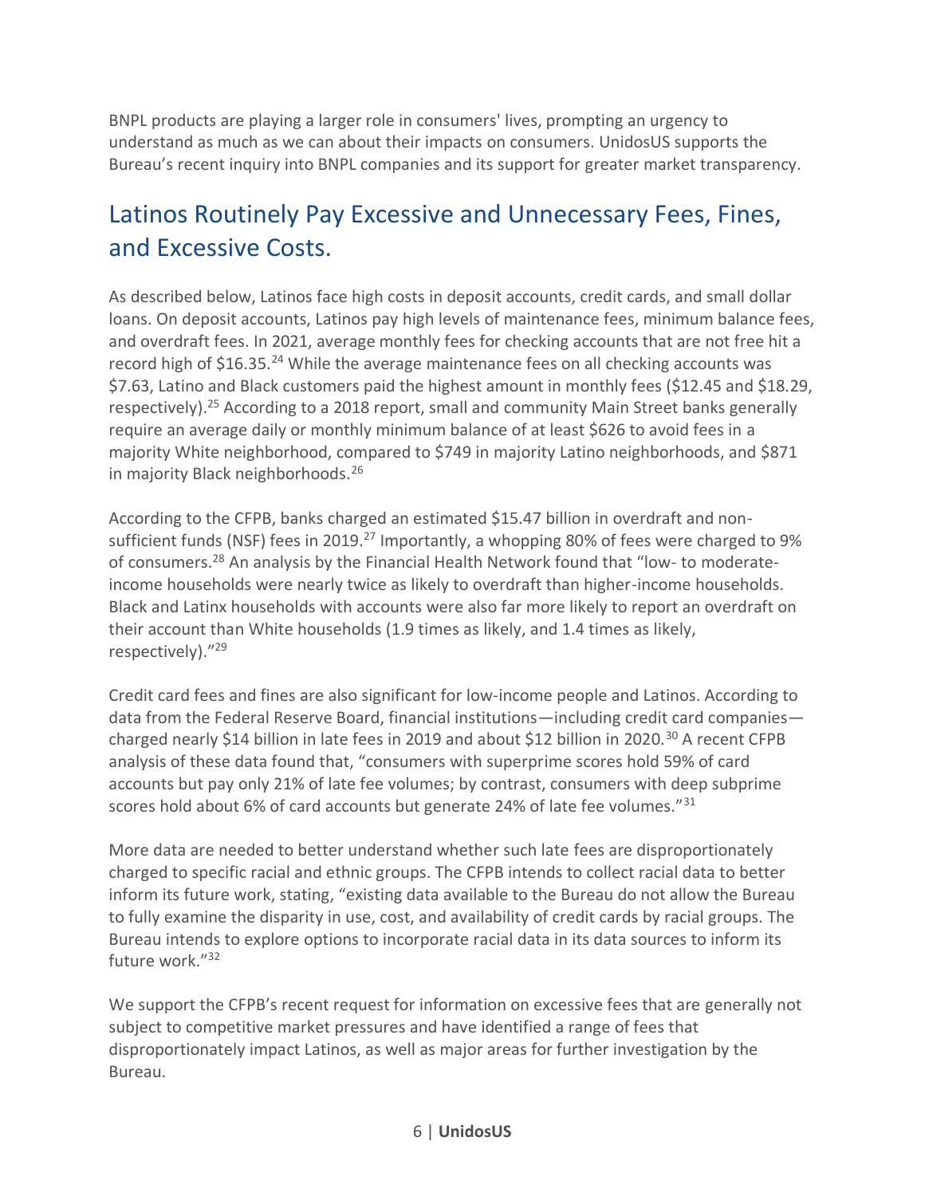BNPL products are playing a larger role in consumers' lives, prompting an urgency to understand as much as we can about their impacts on consumers. UnidosUS supports the Bureau's recent inquiry into BNPL companies and its support for greater market transparency.

## Latinos Routinely Pay Excessive and Unnecessary Fees, Fines, and Excessive Costs.

As described below, Latinos face high costs in deposit accounts, credit cards, and small dollar loans. On deposit accounts, Latinos pay high levels of maintenance fees, minimum balance fees, and overdraft fees. In 2021, average monthly fees for checking accounts that are not free hit a record high of $16.35.[24] While the average maintenance fees on all checking accounts was $7.63, Latino and Black customers paid the highest amount in monthly fees ($12.45 and $18.29, respectively).[25] According to a 2018 report, small and community Main Street banks generally require an average daily or monthly minimum balance of at least $626 to avoid fees in a majority White neighborhood, compared to $749 in majority Latino neighborhoods, and $871 in majority Black neighborhoods.[26]

According to the CFPB, banks charged an estimated $15.47 billion in overdraft and non-sufficient funds (NSF) fees in 2019.[27] Importantly, a whopping 80% of fees were charged to 9% of consumers.[28] An analysis by the Financial Health Network found that "low- to moderate-income households were nearly twice as likely to overdraft than higher-income households. Black and Latinx households with accounts were also far more likely to report an overdraft on their account than White households (1.9 times as likely, and 1.4 times as likely, respectively)."[29]

Credit card fees and fines are also significant for low-income people and Latinos. According to data from the Federal Reserve Board, financial institutions—including credit card companies—charged nearly $14 billion in late fees in 2019 and about $12 billion in 2020.[30] A recent CFPB analysis of these data found that, "consumers with superprime scores hold 59% of card accounts but pay only 21% of late fee volumes; by contrast, consumers with deep subprime scores hold about 6% of card accounts but generate 24% of late fee volumes."[31]

More data are needed to better understand whether such late fees are disproportionately charged to specific racial and ethnic groups. The CFPB intends to collect racial data to better inform its future work, stating, "existing data available to the Bureau do not allow the Bureau to fully examine the disparity in use, cost, and availability of credit cards by racial groups. The Bureau intends to explore options to incorporate racial data in its data sources to inform its future work."[32]

We support the CFPB's recent request for information on excessive fees that are generally not subject to competitive market pressures and have identified a range of fees that disproportionately impact Latinos, as well as major areas for further investigation by the Bureau.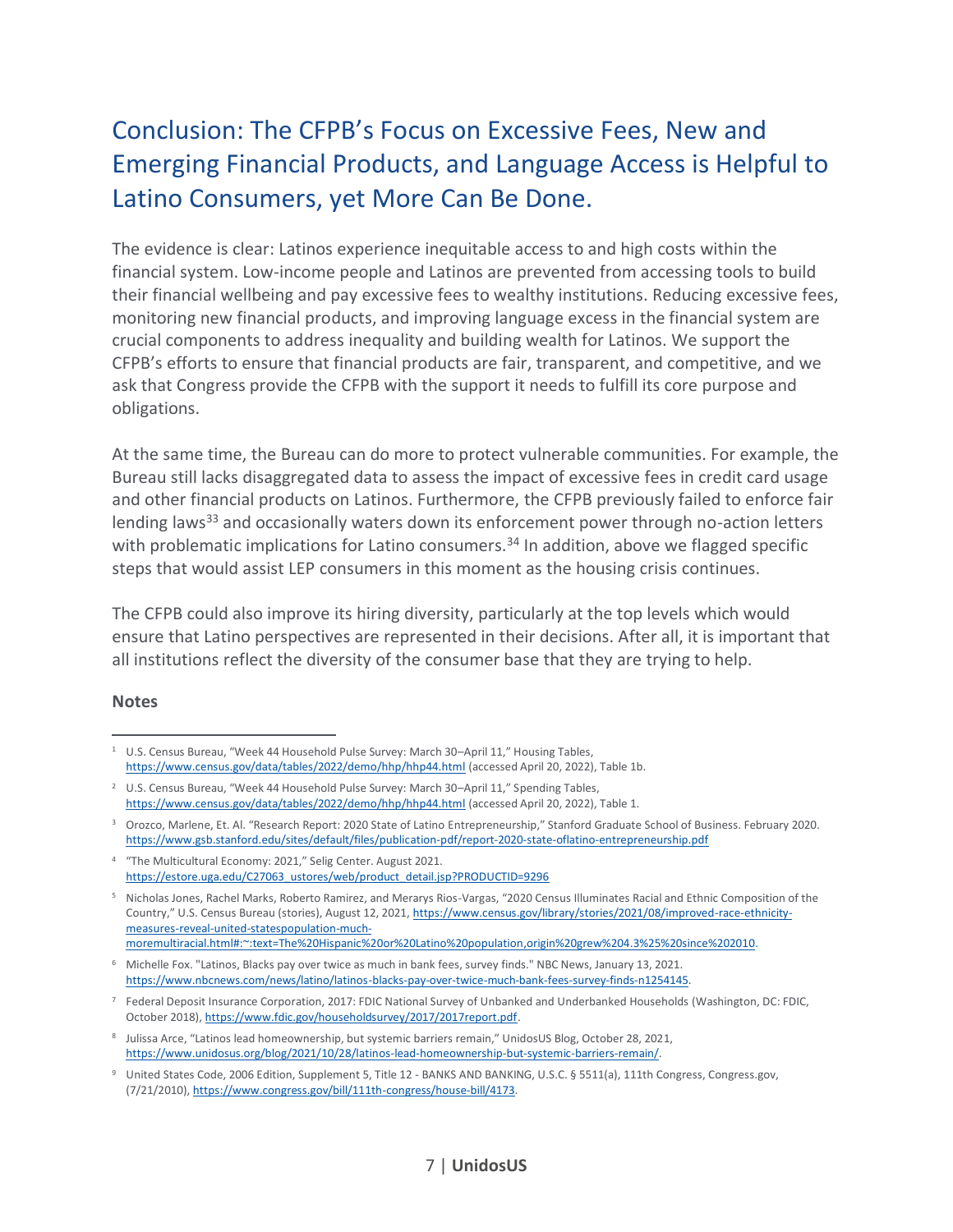# Conclusion: The CFPB's Focus on Excessive Fees, New and Emerging Financial Products, and Language Access is Helpful to Latino Consumers, yet More Can Be Done.

The evidence is clear: Latinos experience inequitable access to and high costs within the financial system. Low-income people and Latinos are prevented from accessing tools to build their financial wellbeing and pay excessive fees to wealthy institutions. Reducing excessive fees, monitoring new financial products, and improving language excess in the financial system are crucial components to address inequality and building wealth for Latinos. We support the CFPB's efforts to ensure that financial products are fair, transparent, and competitive, and we ask that Congress provide the CFPB with the support it needs to fulfill its core purpose and obligations.

At the same time, the Bureau can do more to protect vulnerable communities. For example, the Bureau still lacks disaggregated data to assess the impact of excessive fees in credit card usage and other financial products on Latinos. Furthermore, the CFPB previously failed to enforce fair lending laws[33] and occasionally waters down its enforcement power through no-action letters with problematic implications for Latino consumers.[34] In addition, above we flagged specific steps that would assist LEP consumers in this moment as the housing crisis continues.

The CFPB could also improve its hiring diversity, particularly at the top levels which would ensure that Latino perspectives are represented in their decisions. After all, it is important that all institutions reflect the diversity of the consumer base that they are trying to help.

**Notes**

---

[1] U.S. Census Bureau, "Week 44 Household Pulse Survey: March 30–April 11," Housing Tables, https://www.census.gov/data/tables/2022/demo/hhp/hhp44.html (accessed April 20, 2022), Table 1b.

[2] U.S. Census Bureau, "Week 44 Household Pulse Survey: March 30–April 11," Spending Tables, https://www.census.gov/data/tables/2022/demo/hhp/hhp44.html (accessed April 20, 2022), Table 1.

[3] Orozco, Marlene, Et. Al. "Research Report: 2020 State of Latino Entrepreneurship," Stanford Graduate School of Business. February 2020. https://www.gsb.stanford.edu/sites/default/files/publication-pdf/report-2020-state-oflatino-entrepreneurship.pdf

[4] "The Multicultural Economy: 2021," Selig Center. August 2021. https://estore.uga.edu/C27063_ustores/web/product_detail.jsp?PRODUCTID=9296

[5] Nicholas Jones, Rachel Marks, Roberto Ramirez, and Merarys Rios-Vargas, "2020 Census Illuminates Racial and Ethnic Composition of the Country," U.S. Census Bureau (stories), August 12, 2021, https://www.census.gov/library/stories/2021/08/improved-race-ethnicity-measures-reveal-united-statespopulation-much-moremultiracial.html#:~:text=The%20Hispanic%20or%20Latino%20population,origin%20grew%204.3%25%20since%202010.

[6] Michelle Fox. "Latinos, Blacks pay over twice as much in bank fees, survey finds." NBC News, January 13, 2021. https://www.nbcnews.com/news/latino/latinos-blacks-pay-over-twice-much-bank-fees-survey-finds-n1254145.

[7] Federal Deposit Insurance Corporation, 2017: FDIC National Survey of Unbanked and Underbanked Households (Washington, DC: FDIC, October 2018), https://www.fdic.gov/householdsurvey/2017/2017report.pdf.

[8] Julissa Arce, "Latinos lead homeownership, but systemic barriers remain," UnidosUS Blog, October 28, 2021, https://www.unidosus.org/blog/2021/10/28/latinos-lead-homeownership-but-systemic-barriers-remain/.

[9] United States Code, 2006 Edition, Supplement 5, Title 12 - BANKS AND BANKING, U.S.C. § 5511(a), 111th Congress, Congress.gov, (7/21/2010), https://www.congress.gov/bill/111th-congress/house-bill/4173.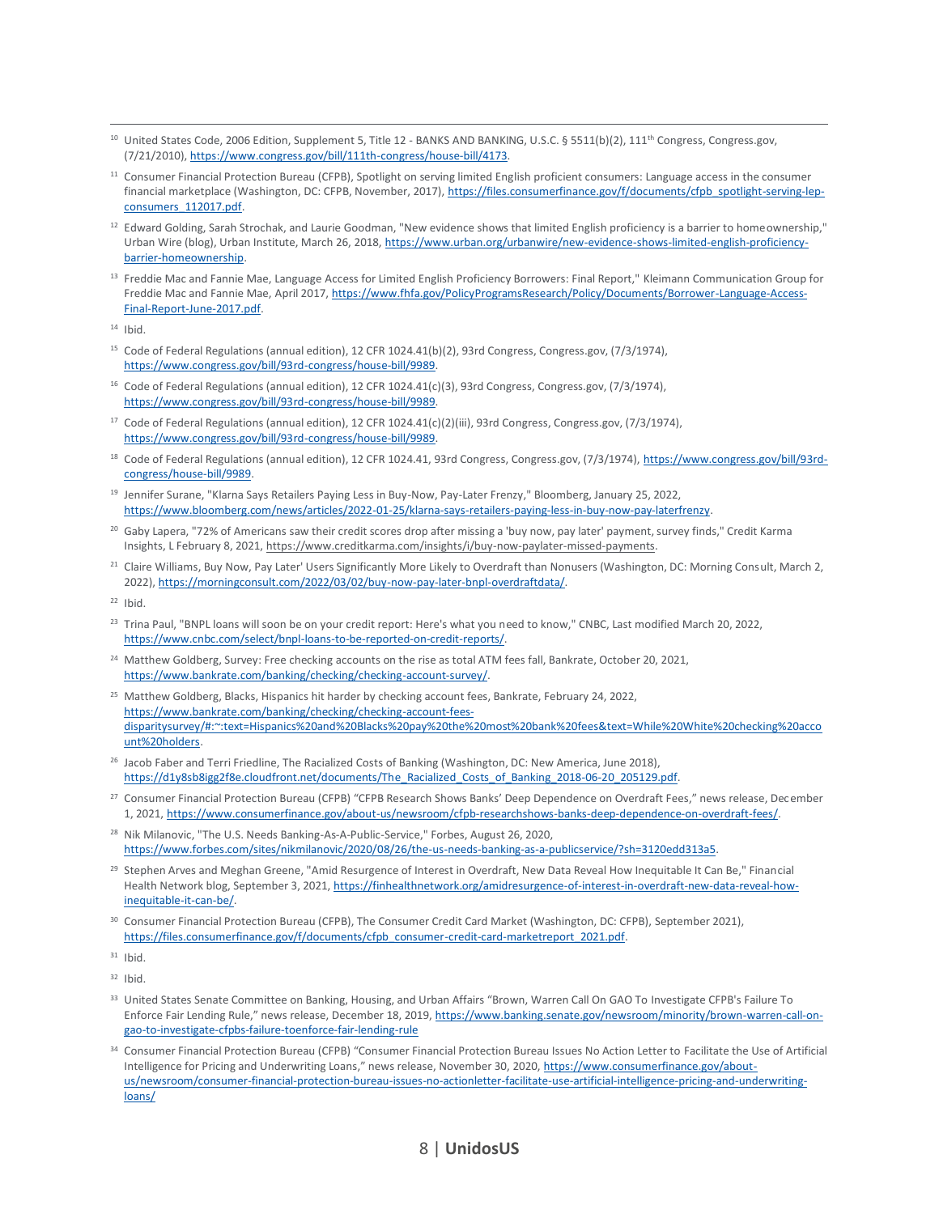[10] United States Code, 2006 Edition, Supplement 5, Title 12 - BANKS AND BANKING, U.S.C. § 5511(b)(2), 111th Congress, Congress.gov, (7/21/2010), https://www.congress.gov/bill/111th-congress/house-bill/4173.

[11] Consumer Financial Protection Bureau (CFPB), Spotlight on serving limited English proficient consumers: Language access in the consumer financial marketplace (Washington, DC: CFPB, November, 2017), https://files.consumerfinance.gov/f/documents/cfpb_spotlight-serving-lep-consumers_112017.pdf.

[12] Edward Golding, Sarah Strochak, and Laurie Goodman, "New evidence shows that limited English proficiency is a barrier to homeownership," Urban Wire (blog), Urban Institute, March 26, 2018, https://www.urban.org/urbanwire/new-evidence-shows-limited-english-proficiency-barrier-homeownership.

[13] Freddie Mac and Fannie Mae, Language Access for Limited English Proficiency Borrowers: Final Report," Kleimann Communication Group for Freddie Mac and Fannie Mae, April 2017, https://www.fhfa.gov/PolicyProgramsResearch/Policy/Documents/Borrower-Language-Access-Final-Report-June-2017.pdf.

[14] Ibid.

[15] Code of Federal Regulations (annual edition), 12 CFR 1024.41(b)(2), 93rd Congress, Congress.gov, (7/3/1974), https://www.congress.gov/bill/93rd-congress/house-bill/9989.

[16] Code of Federal Regulations (annual edition), 12 CFR 1024.41(c)(3), 93rd Congress, Congress.gov, (7/3/1974), https://www.congress.gov/bill/93rd-congress/house-bill/9989.

[17] Code of Federal Regulations (annual edition), 12 CFR 1024.41(c)(2)(iii), 93rd Congress, Congress.gov, (7/3/1974), https://www.congress.gov/bill/93rd-congress/house-bill/9989.

[18] Code of Federal Regulations (annual edition), 12 CFR 1024.41, 93rd Congress, Congress.gov, (7/3/1974), https://www.congress.gov/bill/93rd-congress/house-bill/9989.

[19] Jennifer Surane, "Klarna Says Retailers Paying Less in Buy-Now, Pay-Later Frenzy," Bloomberg, January 25, 2022, https://www.bloomberg.com/news/articles/2022-01-25/klarna-says-retailers-paying-less-in-buy-now-pay-laterfrenzy.

[20] Gaby Lapera, "72% of Americans saw their credit scores drop after missing a 'buy now, pay later' payment, survey finds," Credit Karma Insights, L February 8, 2021, https://www.creditkarma.com/insights/i/buy-now-paylater-missed-payments.

[21] Claire Williams, Buy Now, Pay Later' Users Significantly More Likely to Overdraft than Nonusers (Washington, DC: Morning Consult, March 2, 2022), https://morningconsult.com/2022/03/02/buy-now-pay-later-bnpl-overdraftdata/.

[22] Ibid.

[23] Trina Paul, "BNPL loans will soon be on your credit report: Here's what you need to know," CNBC, Last modified March 20, 2022, https://www.cnbc.com/select/bnpl-loans-to-be-reported-on-credit-reports/.

[24] Matthew Goldberg, Survey: Free checking accounts on the rise as total ATM fees fall, Bankrate, October 20, 2021, https://www.bankrate.com/banking/checking/checking-account-survey/.

[25] Matthew Goldberg, Blacks, Hispanics hit harder by checking account fees, Bankrate, February 24, 2022, https://www.bankrate.com/banking/checking/checking-account-fees-disparitysurvey/#:~:text=Hispanics%20and%20Blacks%20pay%20the%20most%20bank%20fees&text=While%20White%20checking%20account%20holders.

[26] Jacob Faber and Terri Friedline, The Racialized Costs of Banking (Washington, DC: New America, June 2018), https://d1y8sb8igg2f8e.cloudfront.net/documents/The_Racialized_Costs_of_Banking_2018-06-20_205129.pdf.

[27] Consumer Financial Protection Bureau (CFPB) "CFPB Research Shows Banks' Deep Dependence on Overdraft Fees," news release, December 1, 2021, https://www.consumerfinance.gov/about-us/newsroom/cfpb-researchshows-banks-deep-dependence-on-overdraft-fees/.

[28] Nik Milanovic, "The U.S. Needs Banking-As-A-Public-Service," Forbes, August 26, 2020, https://www.forbes.com/sites/nikmilanovic/2020/08/26/the-us-needs-banking-as-a-publicservice/?sh=3120edd313a5.

[29] Stephen Arves and Meghan Greene, "Amid Resurgence of Interest in Overdraft, New Data Reveal How Inequitable It Can Be," Financial Health Network blog, September 3, 2021, https://finhealthnetwork.org/amidresurgence-of-interest-in-overdraft-new-data-reveal-how-inequitable-it-can-be/.

[30] Consumer Financial Protection Bureau (CFPB), The Consumer Credit Card Market (Washington, DC: CFPB), September 2021), https://files.consumerfinance.gov/f/documents/cfpb_consumer-credit-card-marketreport_2021.pdf.

[31] Ibid.

[32] Ibid.

[33] United States Senate Committee on Banking, Housing, and Urban Affairs "Brown, Warren Call On GAO To Investigate CFPB's Failure To Enforce Fair Lending Rule," news release, December 18, 2019, https://www.banking.senate.gov/newsroom/minority/brown-warren-call-on-gao-to-investigate-cfpbs-failure-toenforce-fair-lending-rule

[34] Consumer Financial Protection Bureau (CFPB) "Consumer Financial Protection Bureau Issues No Action Letter to Facilitate the Use of Artificial Intelligence for Pricing and Underwriting Loans," news release, November 30, 2020, https://www.consumerfinance.gov/about-us/newsroom/consumer-financial-protection-bureau-issues-no-actionletter-facilitate-use-artificial-intelligence-pricing-and-underwriting-loans/